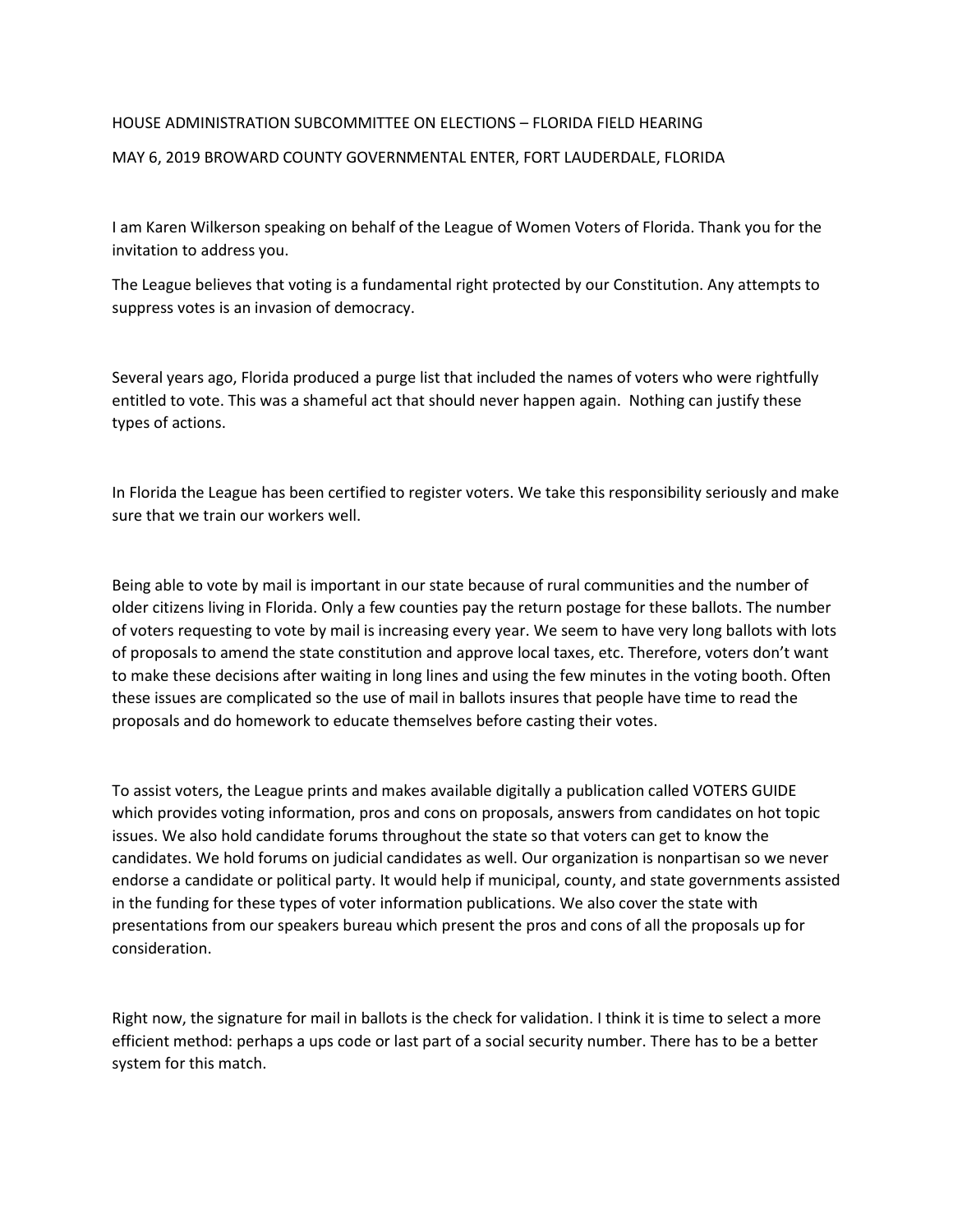HOUSE ADMINISTRATION SUBCOMMITTEE ON ELECTIONS – FLORIDA FIELD HEARING

MAY 6, 2019 BROWARD COUNTY GOVERNMENTAL ENTER, FORT LAUDERDALE, FLORIDA

I am Karen Wilkerson speaking on behalf of the League of Women Voters of Florida. Thank you for the invitation to address you.

The League believes that voting is a fundamental right protected by our Constitution. Any attempts to suppress votes is an invasion of democracy.

Several years ago, Florida produced a purge list that included the names of voters who were rightfully entitled to vote. This was a shameful act that should never happen again. Nothing can justify these types of actions.

In Florida the League has been certified to register voters. We take this responsibility seriously and make sure that we train our workers well.

Being able to vote by mail is important in our state because of rural communities and the number of older citizens living in Florida. Only a few counties pay the return postage for these ballots. The number of voters requesting to vote by mail is increasing every year. We seem to have very long ballots with lots of proposals to amend the state constitution and approve local taxes, etc. Therefore, voters don't want to make these decisions after waiting in long lines and using the few minutes in the voting booth. Often these issues are complicated so the use of mail in ballots insures that people have time to read the proposals and do homework to educate themselves before casting their votes.

To assist voters, the League prints and makes available digitally a publication called VOTERS GUIDE which provides voting information, pros and cons on proposals, answers from candidates on hot topic issues. We also hold candidate forums throughout the state so that voters can get to know the candidates. We hold forums on judicial candidates as well. Our organization is nonpartisan so we never endorse a candidate or political party. It would help if municipal, county, and state governments assisted in the funding for these types of voter information publications. We also cover the state with presentations from our speakers bureau which present the pros and cons of all the proposals up for consideration.

Right now, the signature for mail in ballots is the check for validation. I think it is time to select a more efficient method: perhaps a ups code or last part of a social security number. There has to be a better system for this match.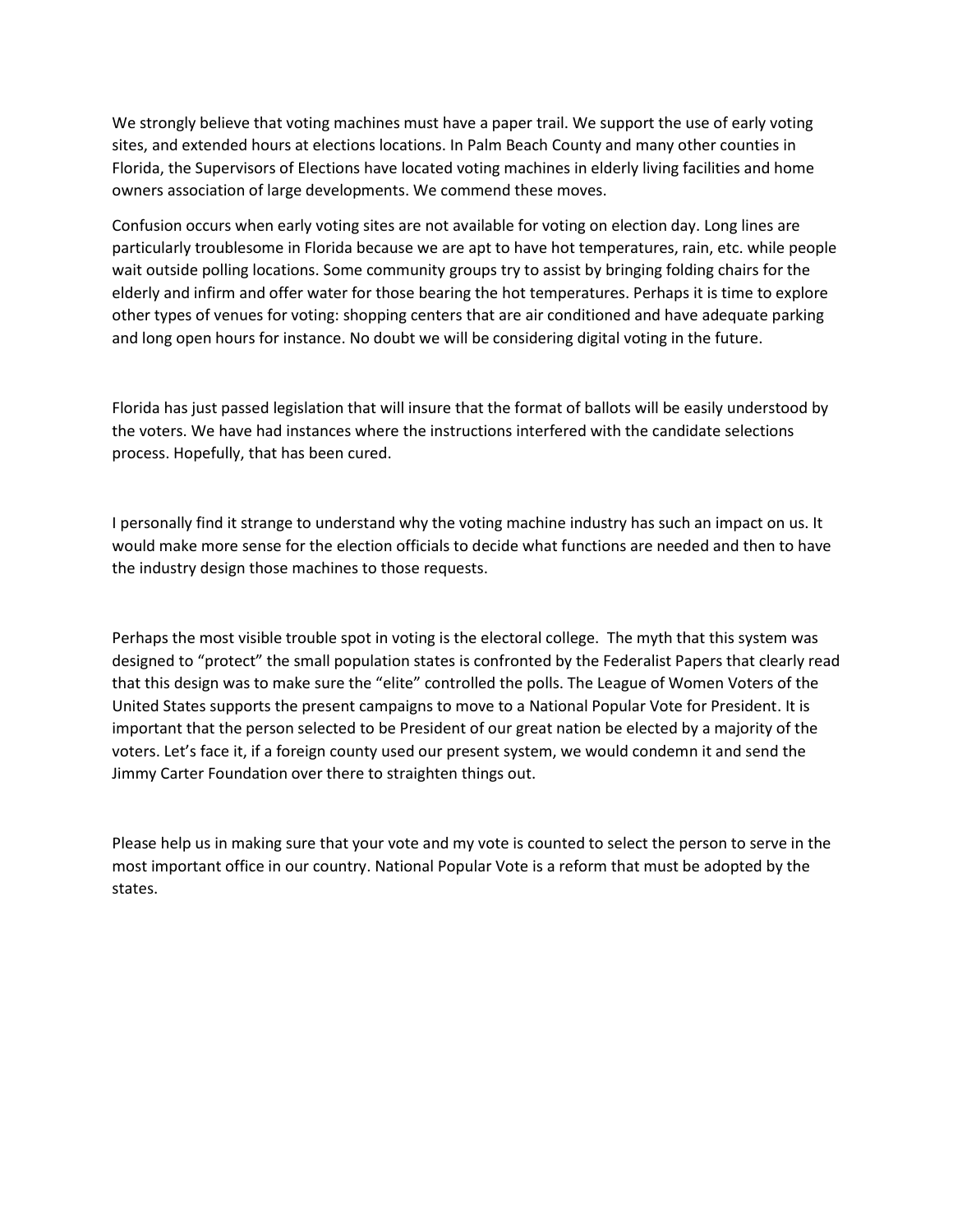We strongly believe that voting machines must have a paper trail. We support the use of early voting sites, and extended hours at elections locations. In Palm Beach County and many other counties in Florida, the Supervisors of Elections have located voting machines in elderly living facilities and home owners association of large developments. We commend these moves.

Confusion occurs when early voting sites are not available for voting on election day. Long lines are particularly troublesome in Florida because we are apt to have hot temperatures, rain, etc. while people wait outside polling locations. Some community groups try to assist by bringing folding chairs for the elderly and infirm and offer water for those bearing the hot temperatures. Perhaps it is time to explore other types of venues for voting: shopping centers that are air conditioned and have adequate parking and long open hours for instance. No doubt we will be considering digital voting in the future.

Florida has just passed legislation that will insure that the format of ballots will be easily understood by the voters. We have had instances where the instructions interfered with the candidate selections process. Hopefully, that has been cured.

I personally find it strange to understand why the voting machine industry has such an impact on us. It would make more sense for the election officials to decide what functions are needed and then to have the industry design those machines to those requests.

Perhaps the most visible trouble spot in voting is the electoral college. The myth that this system was designed to "protect" the small population states is confronted by the Federalist Papers that clearly read that this design was to make sure the "elite" controlled the polls. The League of Women Voters of the United States supports the present campaigns to move to a National Popular Vote for President. It is important that the person selected to be President of our great nation be elected by a majority of the voters. Let's face it, if a foreign county used our present system, we would condemn it and send the Jimmy Carter Foundation over there to straighten things out.

Please help us in making sure that your vote and my vote is counted to select the person to serve in the most important office in our country. National Popular Vote is a reform that must be adopted by the states.